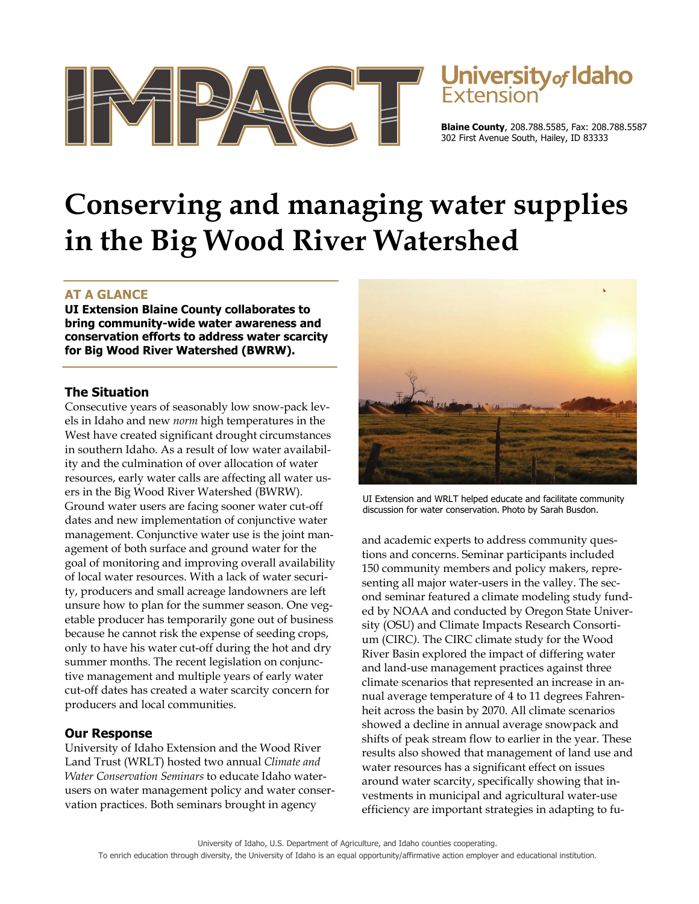# Conserving and managing water supplies in the Big Wood River Watershed

University of Idaho Extension

**Blaine County**, 208.788.5585, Fax: 208.788.5587
302 First Avenue South, Hailey, ID 83333

## AT A GLANCE

**UI Extension Blaine County collaborates to bring community-wide water awareness and conservation efforts to address water scarcity for Big Wood River Watershed (BWRW).**

## The Situation

Consecutive years of seasonably low snow-pack levels in Idaho and new *norm* high temperatures in the West have created significant drought circumstances in southern Idaho. As a result of low water availability and the culmination of over allocation of water resources, early water calls are affecting all water users in the Big Wood River Watershed (BWRW). Ground water users are facing sooner water cut-off dates and new implementation of conjunctive water management. Conjunctive water use is the joint management of both surface and ground water for the goal of monitoring and improving overall availability of local water resources. With a lack of water security, producers and small acreage landowners are left unsure how to plan for the summer season. One vegetable producer has temporarily gone out of business because he cannot risk the expense of seeding crops, only to have his water cut-off during the hot and dry summer months. The recent legislation on conjunctive management and multiple years of early water cut-off dates has created a water scarcity concern for producers and local communities.

## Our Response

University of Idaho Extension and the Wood River Land Trust (WRLT) hosted two annual *Climate and Water Conservation Seminars* to educate Idaho water-users on water management policy and water conservation practices. Both seminars brought in agency and academic experts to address community questions and concerns. Seminar participants included 150 community members and policy makers, representing all major water-users in the valley. The second seminar featured a climate modeling study funded by NOAA and conducted by Oregon State University (OSU) and Climate Impacts Research Consortium (CIRC). The CIRC climate study for the Wood River Basin explored the impact of differing water and land-use management practices against three climate scenarios that represented an increase in annual average temperature of 4 to 11 degrees Fahrenheit across the basin by 2070. All climate scenarios showed a decline in annual average snowpack and shifts of peak stream flow to earlier in the year. These results also showed that management of land use and water resources has a significant effect on issues around water scarcity, specifically showing that investments in municipal and agricultural water-use efficiency are important strategies in adapting to fu-

UI Extension and WRLT helped educate and facilitate community discussion for water conservation. Photo by Sarah Busdon.

University of Idaho, U.S. Department of Agriculture, and Idaho counties cooperating.
To enrich education through diversity, the University of Idaho is an equal opportunity/affirmative action employer and educational institution.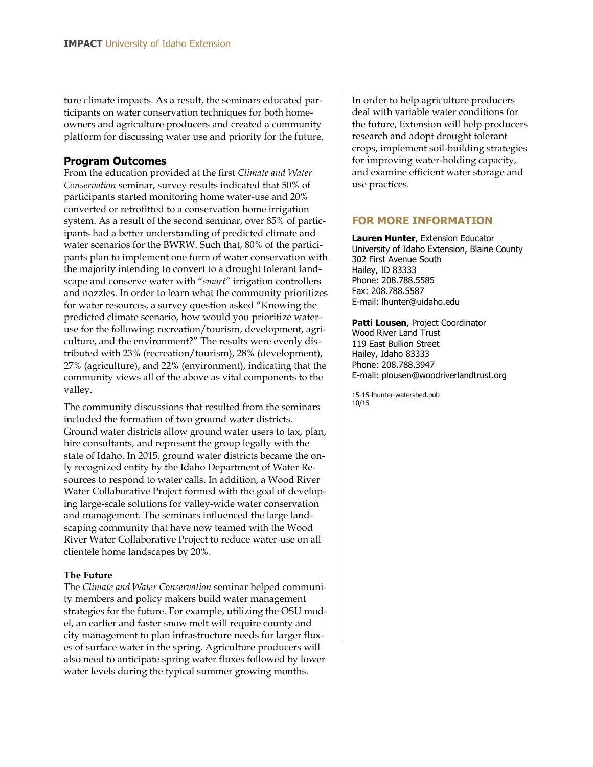ture climate impacts. As a result, the seminars educated participants on water conservation techniques for both homeowners and agriculture producers and created a community platform for discussing water use and priority for the future.

## Program Outcomes

From the education provided at the first *Climate and Water Conservation* seminar, survey results indicated that 50% of participants started monitoring home water-use and 20% converted or retrofitted to a conservation home irrigation system. As a result of the second seminar, over 85% of participants had a better understanding of predicted climate and water scenarios for the BWRW. Such that, 80% of the participants plan to implement one form of water conservation with the majority intending to convert to a drought tolerant landscape and conserve water with "*smart"* irrigation controllers and nozzles. In order to learn what the community prioritizes for water resources, a survey question asked "Knowing the predicted climate scenario, how would you prioritize water-use for the following: recreation/tourism, development, agriculture, and the environment?" The results were evenly distributed with 23% (recreation/tourism), 28% (development), 27% (agriculture), and 22% (environment), indicating that the community views all of the above as vital components to the valley.

The community discussions that resulted from the seminars included the formation of two ground water districts. Ground water districts allow ground water users to tax, plan, hire consultants, and represent the group legally with the state of Idaho. In 2015, ground water districts became the only recognized entity by the Idaho Department of Water Resources to respond to water calls. In addition, a Wood River Water Collaborative Project formed with the goal of developing large-scale solutions for valley-wide water conservation and management. The seminars influenced the large landscaping community that have now teamed with the Wood River Water Collaborative Project to reduce water-use on all clientele home landscapes by 20%.

### The Future

The *Climate and Water Conservation* seminar helped community members and policy makers build water management strategies for the future. For example, utilizing the OSU model, an earlier and faster snow melt will require county and city management to plan infrastructure needs for larger fluxes of surface water in the spring. Agriculture producers will also need to anticipate spring water fluxes followed by lower water levels during the typical summer growing months.

In order to help agriculture producers deal with variable water conditions for the future, Extension will help producers research and adopt drought tolerant crops, implement soil-building strategies for improving water-holding capacity, and examine efficient water storage and use practices.

## FOR MORE INFORMATION

**Lauren Hunter**, Extension Educator
University of Idaho Extension, Blaine County
302 First Avenue South
Hailey, ID 83333
Phone: 208.788.5585
Fax: 208.788.5587
E-mail: lhunter@uidaho.edu

**Patti Lousen**, Project Coordinator
Wood River Land Trust
119 East Bullion Street
Hailey, Idaho 83333
Phone: 208.788.3947
E-mail: plousen@woodriverlandtrust.org

15-15-lhunter-watershed.pub
10/15